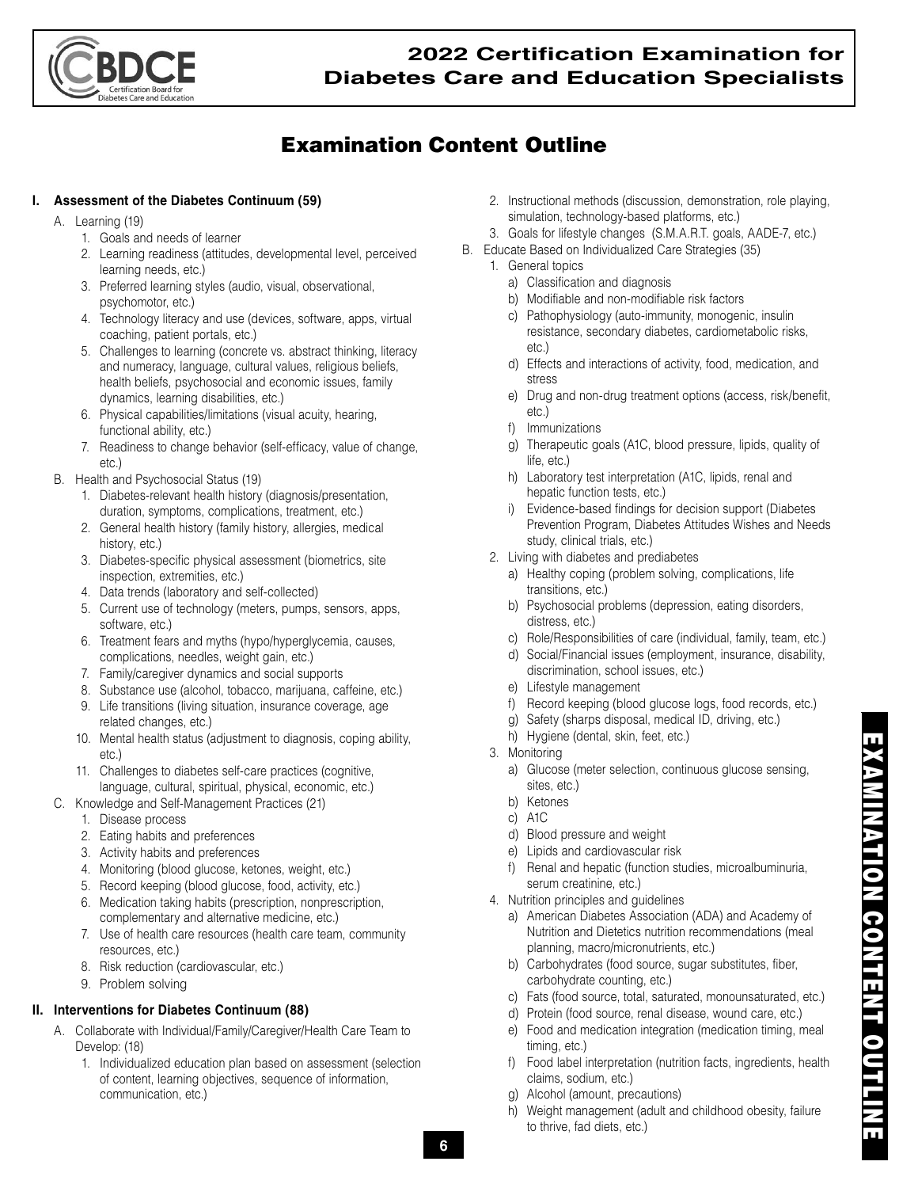# 2022 Certification Examination for Diabetes Care and Education Specialists

## Examination Content Outline

### I. Assessment of the Diabetes Continuum (59)

- A. Learning (19)
  1. Goals and needs of learner
  2. Learning readiness (attitudes, developmental level, perceived learning needs, etc.)
  3. Preferred learning styles (audio, visual, observational, psychomotor, etc.)
  4. Technology literacy and use (devices, software, apps, virtual coaching, patient portals, etc.)
  5. Challenges to learning (concrete vs. abstract thinking, literacy and numeracy, language, cultural values, religious beliefs, health beliefs, psychosocial and economic issues, family dynamics, learning disabilities, etc.)
  6. Physical capabilities/limitations (visual acuity, hearing, functional ability, etc.)
  7. Readiness to change behavior (self-efficacy, value of change, etc.)
- B. Health and Psychosocial Status (19)
  1. Diabetes-relevant health history (diagnosis/presentation, duration, symptoms, complications, treatment, etc.)
  2. General health history (family history, allergies, medical history, etc.)
  3. Diabetes-specific physical assessment (biometrics, site inspection, extremities, etc.)
  4. Data trends (laboratory and self-collected)
  5. Current use of technology (meters, pumps, sensors, apps, software, etc.)
  6. Treatment fears and myths (hypo/hyperglycemia, causes, complications, needles, weight gain, etc.)
  7. Family/caregiver dynamics and social supports
  8. Substance use (alcohol, tobacco, marijuana, caffeine, etc.)
  9. Life transitions (living situation, insurance coverage, age related changes, etc.)
  10. Mental health status (adjustment to diagnosis, coping ability, etc.)
  11. Challenges to diabetes self-care practices (cognitive, language, cultural, spiritual, physical, economic, etc.)
- C. Knowledge and Self-Management Practices (21)
  1. Disease process
  2. Eating habits and preferences
  3. Activity habits and preferences
  4. Monitoring (blood glucose, ketones, weight, etc.)
  5. Record keeping (blood glucose, food, activity, etc.)
  6. Medication taking habits (prescription, nonprescription, complementary and alternative medicine, etc.)
  7. Use of health care resources (health care team, community resources, etc.)
  8. Risk reduction (cardiovascular, etc.)
  9. Problem solving

### II. Interventions for Diabetes Continuum (88)

- A. Collaborate with Individual/Family/Caregiver/Health Care Team to Develop: (18)
  1. Individualized education plan based on assessment (selection of content, learning objectives, sequence of information, communication, etc.)
  2. Instructional methods (discussion, demonstration, role playing, simulation, technology-based platforms, etc.)
  3. Goals for lifestyle changes (S.M.A.R.T. goals, AADE-7, etc.)
- B. Educate Based on Individualized Care Strategies (35)
  1. General topics
     - a) Classification and diagnosis
     - b) Modifiable and non-modifiable risk factors
     - c) Pathophysiology (auto-immunity, monogenic, insulin resistance, secondary diabetes, cardiometabolic risks, etc.)
     - d) Effects and interactions of activity, food, medication, and stress
     - e) Drug and non-drug treatment options (access, risk/benefit, etc.)
     - f) Immunizations
     - g) Therapeutic goals (A1C, blood pressure, lipids, quality of life, etc.)
     - h) Laboratory test interpretation (A1C, lipids, renal and hepatic function tests, etc.)
     - i) Evidence-based findings for decision support (Diabetes Prevention Program, Diabetes Attitudes Wishes and Needs study, clinical trials, etc.)
  2. Living with diabetes and prediabetes
     - a) Healthy coping (problem solving, complications, life transitions, etc.)
     - b) Psychosocial problems (depression, eating disorders, distress, etc.)
     - c) Role/Responsibilities of care (individual, family, team, etc.)
     - d) Social/Financial issues (employment, insurance, disability, discrimination, school issues, etc.)
     - e) Lifestyle management
     - f) Record keeping (blood glucose logs, food records, etc.)
     - g) Safety (sharps disposal, medical ID, driving, etc.)
     - h) Hygiene (dental, skin, feet, etc.)
  3. Monitoring
     - a) Glucose (meter selection, continuous glucose sensing, sites, etc.)
     - b) Ketones
     - c) A1C
     - d) Blood pressure and weight
     - e) Lipids and cardiovascular risk
     - f) Renal and hepatic (function studies, microalbuminuria, serum creatinine, etc.)
  4. Nutrition principles and guidelines
     - a) American Diabetes Association (ADA) and Academy of Nutrition and Dietetics nutrition recommendations (meal planning, macro/micronutrients, etc.)
     - b) Carbohydrates (food source, sugar substitutes, fiber, carbohydrate counting, etc.)
     - c) Fats (food source, total, saturated, monounsaturated, etc.)
     - d) Protein (food source, renal disease, wound care, etc.)
     - e) Food and medication integration (medication timing, meal timing, etc.)
     - f) Food label interpretation (nutrition facts, ingredients, health claims, sodium, etc.)
     - g) Alcohol (amount, precautions)
     - h) Weight management (adult and childhood obesity, failure to thrive, fad diets, etc.)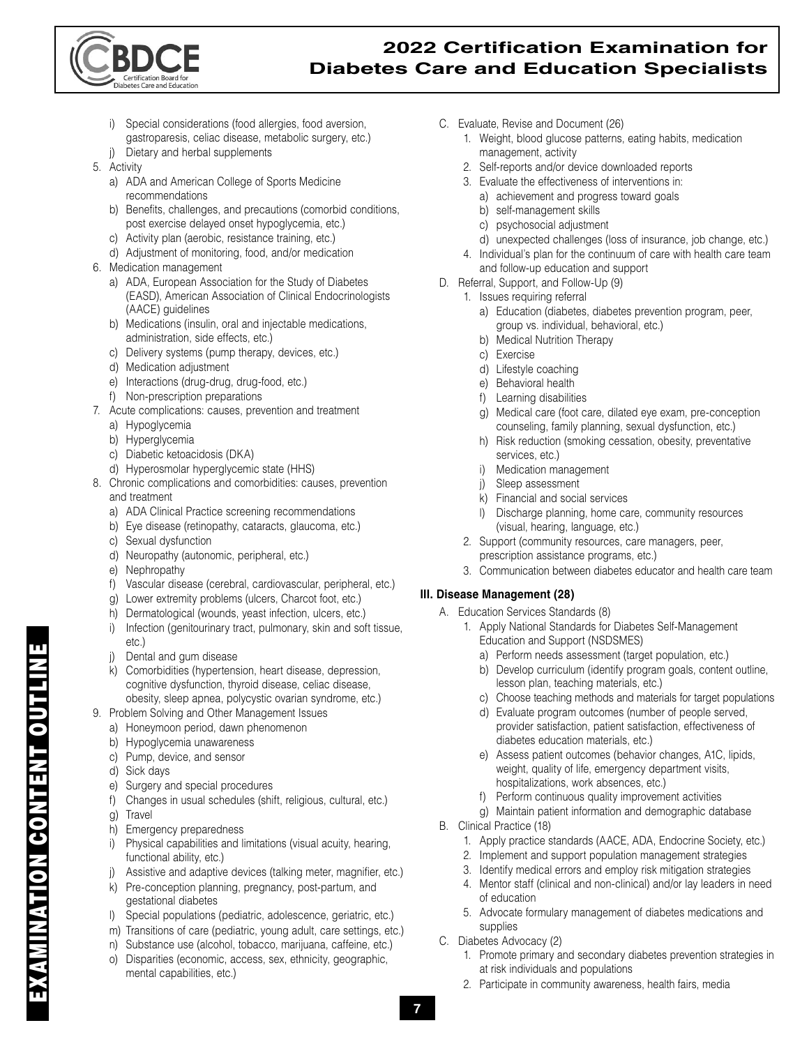i) Special considerations (food allergies, food aversion, gastroparesis, celiac disease, metabolic surgery, etc.)
j) Dietary and herbal supplements

5. Activity
   a) ADA and American College of Sports Medicine recommendations
   b) Benefits, challenges, and precautions (comorbid conditions, post exercise delayed onset hypoglycemia, etc.)
   c) Activity plan (aerobic, resistance training, etc.)
   d) Adjustment of monitoring, food, and/or medication
6. Medication management
   a) ADA, European Association for the Study of Diabetes (EASD), American Association of Clinical Endocrinologists (AACE) guidelines
   b) Medications (insulin, oral and injectable medications, administration, side effects, etc.)
   c) Delivery systems (pump therapy, devices, etc.)
   d) Medication adjustment
   e) Interactions (drug-drug, drug-food, etc.)
   f) Non-prescription preparations
7. Acute complications: causes, prevention and treatment
   a) Hypoglycemia
   b) Hyperglycemia
   c) Diabetic ketoacidosis (DKA)
   d) Hyperosmolar hyperglycemic state (HHS)
8. Chronic complications and comorbidities: causes, prevention and treatment
   a) ADA Clinical Practice screening recommendations
   b) Eye disease (retinopathy, cataracts, glaucoma, etc.)
   c) Sexual dysfunction
   d) Neuropathy (autonomic, peripheral, etc.)
   e) Nephropathy
   f) Vascular disease (cerebral, cardiovascular, peripheral, etc.)
   g) Lower extremity problems (ulcers, Charcot foot, etc.)
   h) Dermatological (wounds, yeast infection, ulcers, etc.)
   i) Infection (genitourinary tract, pulmonary, skin and soft tissue, etc.)
   j) Dental and gum disease
   k) Comorbidities (hypertension, heart disease, depression, cognitive dysfunction, thyroid disease, celiac disease, obesity, sleep apnea, polycystic ovarian syndrome, etc.)
9. Problem Solving and Other Management Issues
   a) Honeymoon period, dawn phenomenon
   b) Hypoglycemia unawareness
   c) Pump, device, and sensor
   d) Sick days
   e) Surgery and special procedures
   f) Changes in usual schedules (shift, religious, cultural, etc.)
   g) Travel
   h) Emergency preparedness
   i) Physical capabilities and limitations (visual acuity, hearing, functional ability, etc.)
   j) Assistive and adaptive devices (talking meter, magnifier, etc.)
   k) Pre-conception planning, pregnancy, post-partum, and gestational diabetes
   l) Special populations (pediatric, adolescence, geriatric, etc.)
   m) Transitions of care (pediatric, young adult, care settings, etc.)
   n) Substance use (alcohol, tobacco, marijuana, caffeine, etc.)
   o) Disparities (economic, access, sex, ethnicity, geographic, mental capabilities, etc.)

C. Evaluate, Revise and Document (26)
   1. Weight, blood glucose patterns, eating habits, medication management, activity
   2. Self-reports and/or device downloaded reports
   3. Evaluate the effectiveness of interventions in:
      a) achievement and progress toward goals
      b) self-management skills
      c) psychosocial adjustment
      d) unexpected challenges (loss of insurance, job change, etc.)
   4. Individual's plan for the continuum of care with health care team and follow-up education and support

D. Referral, Support, and Follow-Up (9)
   1. Issues requiring referral
      a) Education (diabetes, diabetes prevention program, peer, group vs. individual, behavioral, etc.)
      b) Medical Nutrition Therapy
      c) Exercise
      d) Lifestyle coaching
      e) Behavioral health
      f) Learning disabilities
      g) Medical care (foot care, dilated eye exam, pre-conception counseling, family planning, sexual dysfunction, etc.)
      h) Risk reduction (smoking cessation, obesity, preventative services, etc.)
      i) Medication management
      j) Sleep assessment
      k) Financial and social services
      l) Discharge planning, home care, community resources (visual, hearing, language, etc.)
   2. Support (community resources, care managers, peer, prescription assistance programs, etc.)
   3. Communication between diabetes educator and health care team

## III. Disease Management (28)

A. Education Services Standards (8)
   1. Apply National Standards for Diabetes Self-Management Education and Support (NSDSMES)
      a) Perform needs assessment (target population, etc.)
      b) Develop curriculum (identify program goals, content outline, lesson plan, teaching materials, etc.)
      c) Choose teaching methods and materials for target populations
      d) Evaluate program outcomes (number of people served, provider satisfaction, patient satisfaction, effectiveness of diabetes education materials, etc.)
      e) Assess patient outcomes (behavior changes, A1C, lipids, weight, quality of life, emergency department visits, hospitalizations, work absences, etc.)
      f) Perform continuous quality improvement activities
      g) Maintain patient information and demographic database

B. Clinical Practice (18)
   1. Apply practice standards (AACE, ADA, Endocrine Society, etc.)
   2. Implement and support population management strategies
   3. Identify medical errors and employ risk mitigation strategies
   4. Mentor staff (clinical and non-clinical) and/or lay leaders in need of education
   5. Advocate formulary management of diabetes medications and supplies

C. Diabetes Advocacy (2)
   1. Promote primary and secondary diabetes prevention strategies in at risk individuals and populations
   2. Participate in community awareness, health fairs, media